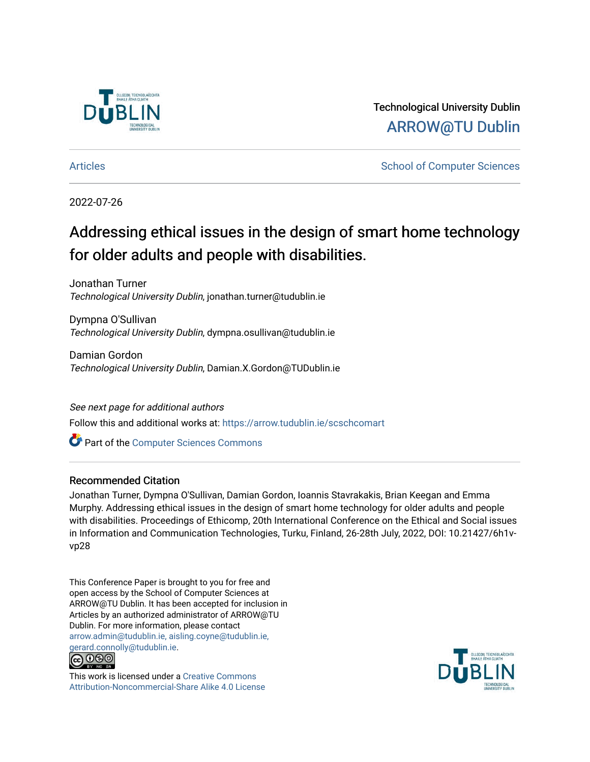Technological University Dublin

ARROW@TU Dublin

Articles

School of Computer Sciences

2022-07-26

# Addressing ethical issues in the design of smart home technology for older adults and people with disabilities.

Jonathan Turner
*Technological University Dublin*, jonathan.turner@tudublin.ie

Dympna O'Sullivan
*Technological University Dublin*, dympna.osullivan@tudublin.ie

Damian Gordon
*Technological University Dublin*, Damian.X.Gordon@TUDublin.ie

*See next page for additional authors*

Follow this and additional works at: https://arrow.tudublin.ie/scschcomart

Part of the Computer Sciences Commons

## Recommended Citation

Jonathan Turner, Dympna O'Sullivan, Damian Gordon, Ioannis Stavrakakis, Brian Keegan and Emma Murphy. Addressing ethical issues in the design of smart home technology for older adults and people with disabilities. Proceedings of Ethicomp, 20th International Conference on the Ethical and Social issues in Information and Communication Technologies, Turku, Finland, 26-28th July, 2022, DOI: 10.21427/6h1v-vp28

This Conference Paper is brought to you for free and open access by the School of Computer Sciences at ARROW@TU Dublin. It has been accepted for inclusion in Articles by an authorized administrator of ARROW@TU Dublin. For more information, please contact arrow.admin@tudublin.ie, aisling.coyne@tudublin.ie, gerard.connolly@tudublin.ie.

This work is licensed under a Creative Commons Attribution-Noncommercial-Share Alike 4.0 License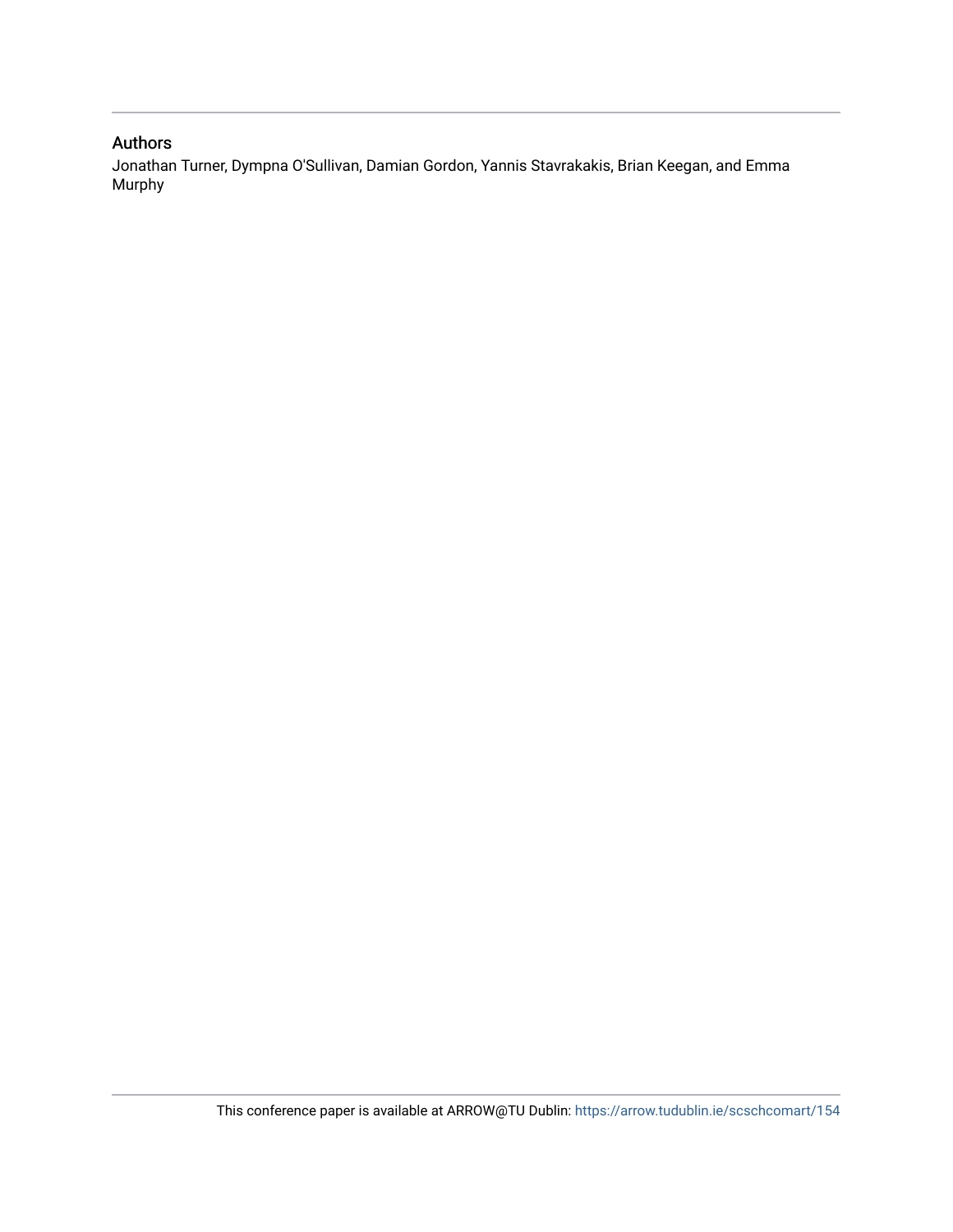## Authors

Jonathan Turner, Dympna O'Sullivan, Damian Gordon, Yannis Stavrakakis, Brian Keegan, and Emma Murphy

This conference paper is available at ARROW@TU Dublin: https://arrow.tudublin.ie/scschcomart/154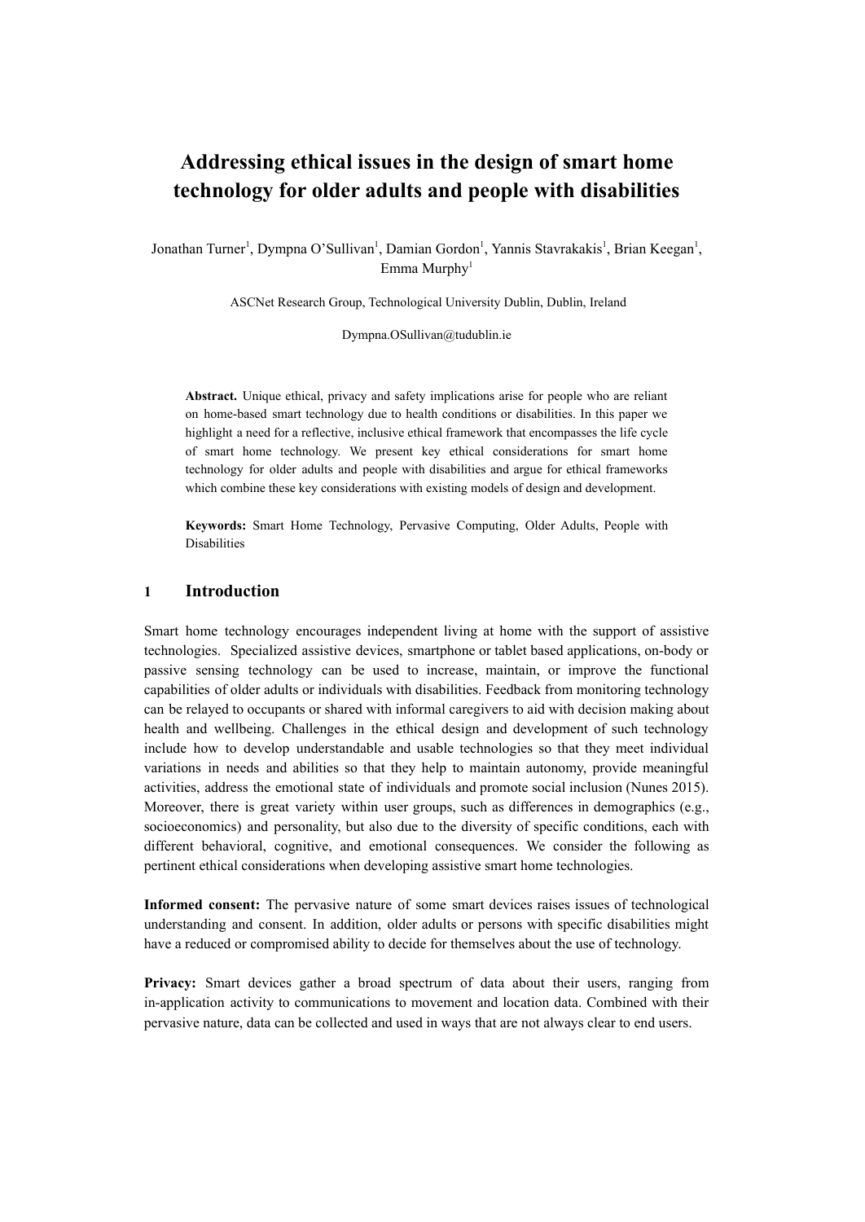# Addressing ethical issues in the design of smart home technology for older adults and people with disabilities

Jonathan Turner[1], Dympna O'Sullivan[1], Damian Gordon[1], Yannis Stavrakakis[1], Brian Keegan[1], Emma Murphy[1]

ASCNet Research Group, Technological University Dublin, Dublin, Ireland

Dympna.OSullivan@tudublin.ie

**Abstract.** Unique ethical, privacy and safety implications arise for people who are reliant on home-based smart technology due to health conditions or disabilities. In this paper we highlight a need for a reflective, inclusive ethical framework that encompasses the life cycle of smart home technology. We present key ethical considerations for smart home technology for older adults and people with disabilities and argue for ethical frameworks which combine these key considerations with existing models of design and development.

**Keywords:** Smart Home Technology, Pervasive Computing, Older Adults, People with Disabilities

## 1 Introduction

Smart home technology encourages independent living at home with the support of assistive technologies. Specialized assistive devices, smartphone or tablet based applications, on-body or passive sensing technology can be used to increase, maintain, or improve the functional capabilities of older adults or individuals with disabilities. Feedback from monitoring technology can be relayed to occupants or shared with informal caregivers to aid with decision making about health and wellbeing. Challenges in the ethical design and development of such technology include how to develop understandable and usable technologies so that they meet individual variations in needs and abilities so that they help to maintain autonomy, provide meaningful activities, address the emotional state of individuals and promote social inclusion (Nunes 2015). Moreover, there is great variety within user groups, such as differences in demographics (e.g., socioeconomics) and personality, but also due to the diversity of specific conditions, each with different behavioral, cognitive, and emotional consequences. We consider the following as pertinent ethical considerations when developing assistive smart home technologies.

**Informed consent:** The pervasive nature of some smart devices raises issues of technological understanding and consent. In addition, older adults or persons with specific disabilities might have a reduced or compromised ability to decide for themselves about the use of technology.

**Privacy:** Smart devices gather a broad spectrum of data about their users, ranging from in-application activity to communications to movement and location data. Combined with their pervasive nature, data can be collected and used in ways that are not always clear to end users.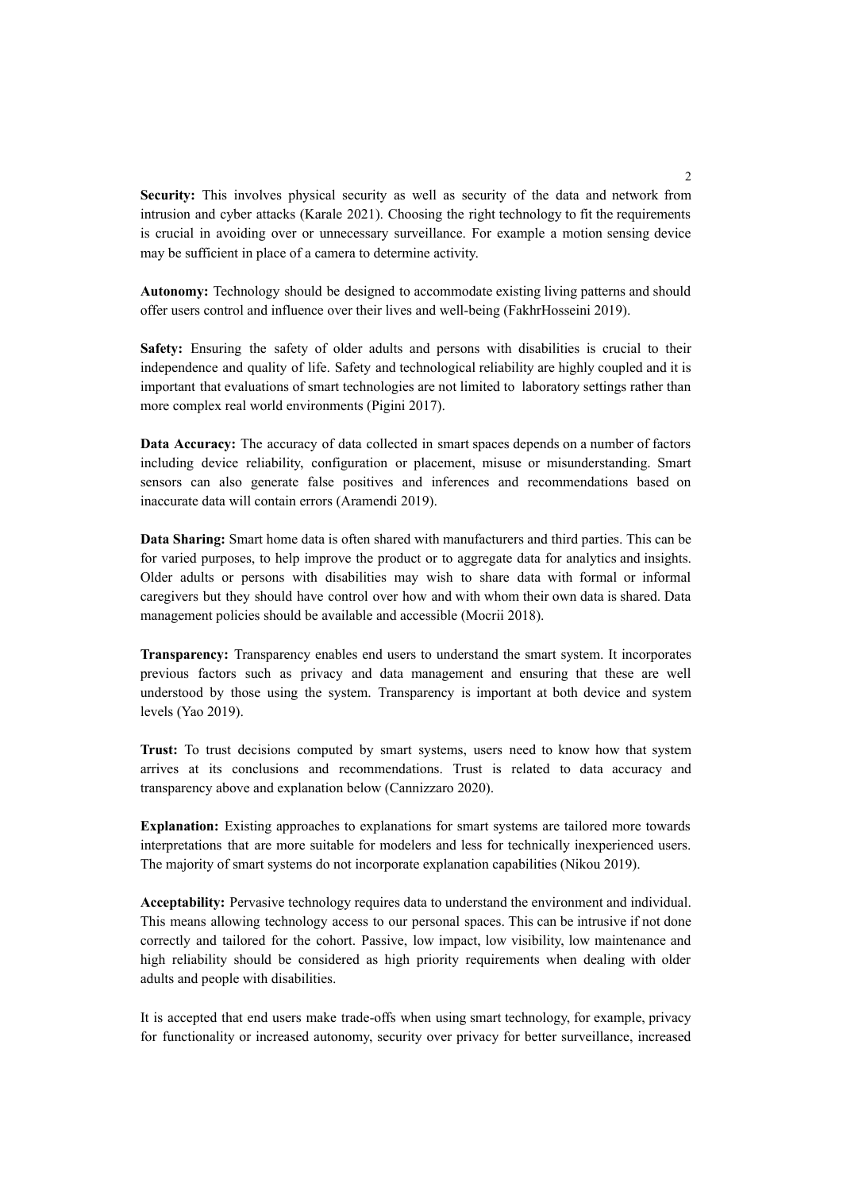**Security:** This involves physical security as well as security of the data and network from intrusion and cyber attacks (Karale 2021). Choosing the right technology to fit the requirements is crucial in avoiding over or unnecessary surveillance. For example a motion sensing device may be sufficient in place of a camera to determine activity.

**Autonomy:** Technology should be designed to accommodate existing living patterns and should offer users control and influence over their lives and well-being (FakhrHosseini 2019).

**Safety:** Ensuring the safety of older adults and persons with disabilities is crucial to their independence and quality of life. Safety and technological reliability are highly coupled and it is important that evaluations of smart technologies are not limited to laboratory settings rather than more complex real world environments (Pigini 2017).

**Data Accuracy:** The accuracy of data collected in smart spaces depends on a number of factors including device reliability, configuration or placement, misuse or misunderstanding. Smart sensors can also generate false positives and inferences and recommendations based on inaccurate data will contain errors (Aramendi 2019).

**Data Sharing:** Smart home data is often shared with manufacturers and third parties. This can be for varied purposes, to help improve the product or to aggregate data for analytics and insights. Older adults or persons with disabilities may wish to share data with formal or informal caregivers but they should have control over how and with whom their own data is shared. Data management policies should be available and accessible (Mocrii 2018).

**Transparency:** Transparency enables end users to understand the smart system. It incorporates previous factors such as privacy and data management and ensuring that these are well understood by those using the system. Transparency is important at both device and system levels (Yao 2019).

**Trust:** To trust decisions computed by smart systems, users need to know how that system arrives at its conclusions and recommendations. Trust is related to data accuracy and transparency above and explanation below (Cannizzaro 2020).

**Explanation:** Existing approaches to explanations for smart systems are tailored more towards interpretations that are more suitable for modelers and less for technically inexperienced users. The majority of smart systems do not incorporate explanation capabilities (Nikou 2019).

**Acceptability:** Pervasive technology requires data to understand the environment and individual. This means allowing technology access to our personal spaces. This can be intrusive if not done correctly and tailored for the cohort. Passive, low impact, low visibility, low maintenance and high reliability should be considered as high priority requirements when dealing with older adults and people with disabilities.

It is accepted that end users make trade-offs when using smart technology, for example, privacy for functionality or increased autonomy, security over privacy for better surveillance, increased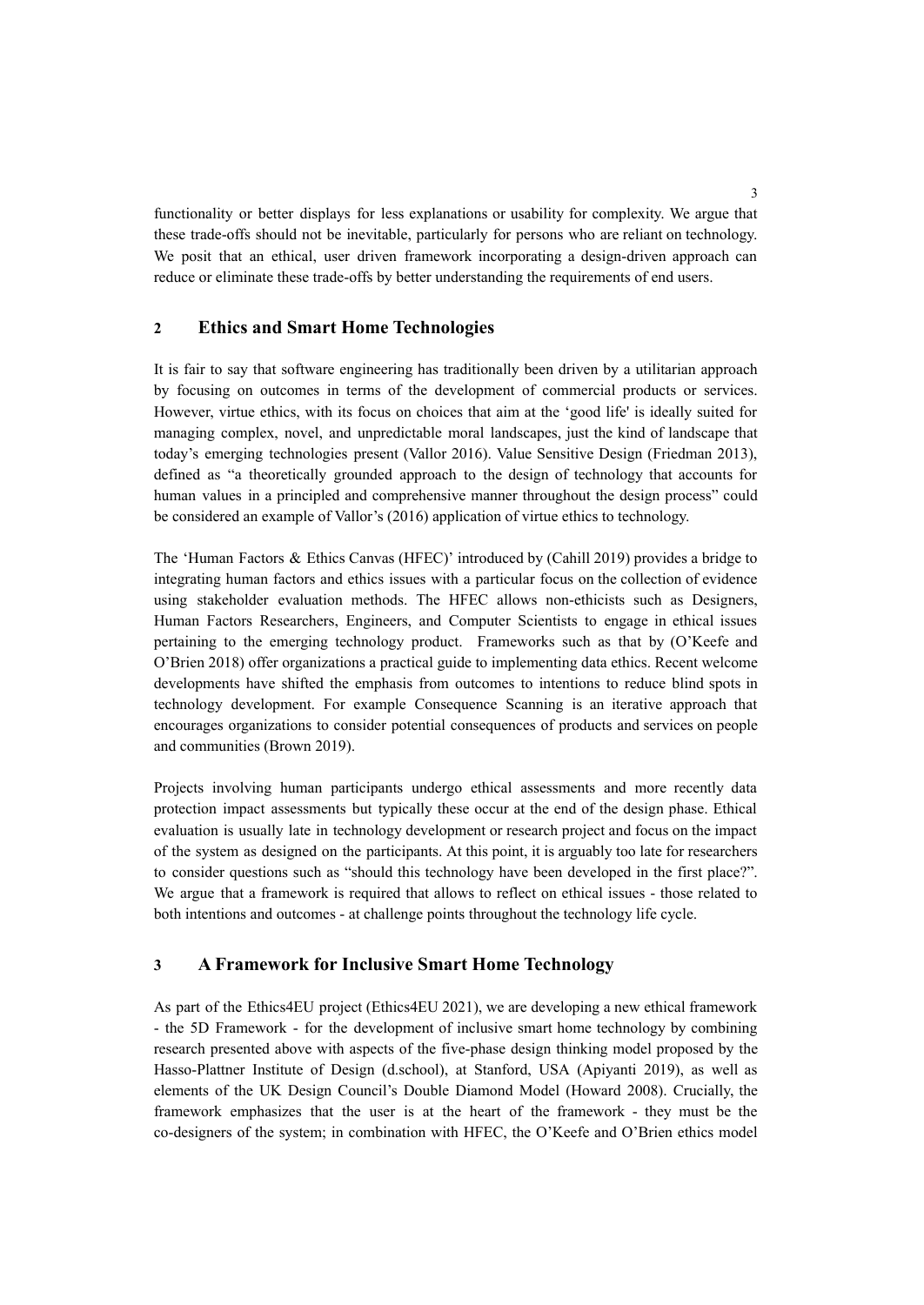functionality or better displays for less explanations or usability for complexity. We argue that these trade-offs should not be inevitable, particularly for persons who are reliant on technology. We posit that an ethical, user driven framework incorporating a design-driven approach can reduce or eliminate these trade-offs by better understanding the requirements of end users.

## 2 Ethics and Smart Home Technologies

It is fair to say that software engineering has traditionally been driven by a utilitarian approach by focusing on outcomes in terms of the development of commercial products or services. However, virtue ethics, with its focus on choices that aim at the 'good life' is ideally suited for managing complex, novel, and unpredictable moral landscapes, just the kind of landscape that today's emerging technologies present (Vallor 2016). Value Sensitive Design (Friedman 2013), defined as "a theoretically grounded approach to the design of technology that accounts for human values in a principled and comprehensive manner throughout the design process" could be considered an example of Vallor's (2016) application of virtue ethics to technology.

The 'Human Factors & Ethics Canvas (HFEC)' introduced by (Cahill 2019) provides a bridge to integrating human factors and ethics issues with a particular focus on the collection of evidence using stakeholder evaluation methods. The HFEC allows non-ethicists such as Designers, Human Factors Researchers, Engineers, and Computer Scientists to engage in ethical issues pertaining to the emerging technology product. Frameworks such as that by (O'Keefe and O'Brien 2018) offer organizations a practical guide to implementing data ethics. Recent welcome developments have shifted the emphasis from outcomes to intentions to reduce blind spots in technology development. For example Consequence Scanning is an iterative approach that encourages organizations to consider potential consequences of products and services on people and communities (Brown 2019).

Projects involving human participants undergo ethical assessments and more recently data protection impact assessments but typically these occur at the end of the design phase. Ethical evaluation is usually late in technology development or research project and focus on the impact of the system as designed on the participants. At this point, it is arguably too late for researchers to consider questions such as "should this technology have been developed in the first place?". We argue that a framework is required that allows to reflect on ethical issues - those related to both intentions and outcomes - at challenge points throughout the technology life cycle.

## 3 A Framework for Inclusive Smart Home Technology

As part of the Ethics4EU project (Ethics4EU 2021), we are developing a new ethical framework - the 5D Framework - for the development of inclusive smart home technology by combining research presented above with aspects of the five-phase design thinking model proposed by the Hasso-Plattner Institute of Design (d.school), at Stanford, USA (Apiyanti 2019), as well as elements of the UK Design Council's Double Diamond Model (Howard 2008). Crucially, the framework emphasizes that the user is at the heart of the framework - they must be the co-designers of the system; in combination with HFEC, the O'Keefe and O'Brien ethics model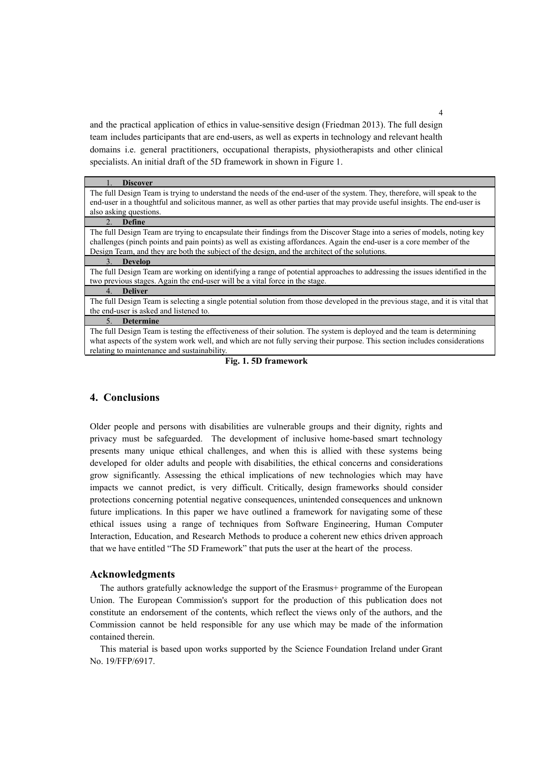and the practical application of ethics in value-sensitive design (Friedman 2013). The full design team includes participants that are end-users, as well as experts in technology and relevant health domains i.e. general practitioners, occupational therapists, physiotherapists and other clinical specialists. An initial draft of the 5D framework in shown in Figure 1.

| 1. **Discover** |
|---|
| The full Design Team is trying to understand the needs of the end-user of the system. They, therefore, will speak to the end-user in a thoughtful and solicitous manner, as well as other parties that may provide useful insights. The end-user is also asking questions. |
| 2. **Define** |
| The full Design Team are trying to encapsulate their findings from the Discover Stage into a series of models, noting key challenges (pinch points and pain points) as well as existing affordances. Again the end-user is a core member of the Design Team, and they are both the subject of the design, and the architect of the solutions. |
| 3. **Develop** |
| The full Design Team are working on identifying a range of potential approaches to addressing the issues identified in the two previous stages. Again the end-user will be a vital force in the stage. |
| 4. **Deliver** |
| The full Design Team is selecting a single potential solution from those developed in the previous stage, and it is vital that the end-user is asked and listened to. |
| 5. **Determine** |
| The full Design Team is testing the effectiveness of their solution. The system is deployed and the team is determining what aspects of the system work well, and which are not fully serving their purpose. This section includes considerations relating to maintenance and sustainability. |

**Fig. 1. 5D framework**

## 4. Conclusions

Older people and persons with disabilities are vulnerable groups and their dignity, rights and privacy must be safeguarded. The development of inclusive home-based smart technology presents many unique ethical challenges, and when this is allied with these systems being developed for older adults and people with disabilities, the ethical concerns and considerations grow significantly. Assessing the ethical implications of new technologies which may have impacts we cannot predict, is very difficult. Critically, design frameworks should consider protections concerning potential negative consequences, unintended consequences and unknown future implications. In this paper we have outlined a framework for navigating some of these ethical issues using a range of techniques from Software Engineering, Human Computer Interaction, Education, and Research Methods to produce a coherent new ethics driven approach that we have entitled "The 5D Framework" that puts the user at the heart of the process.

### Acknowledgments

The authors gratefully acknowledge the support of the Erasmus+ programme of the European Union. The European Commission's support for the production of this publication does not constitute an endorsement of the contents, which reflect the views only of the authors, and the Commission cannot be held responsible for any use which may be made of the information contained therein.

This material is based upon works supported by the Science Foundation Ireland under Grant No. 19/FFP/6917.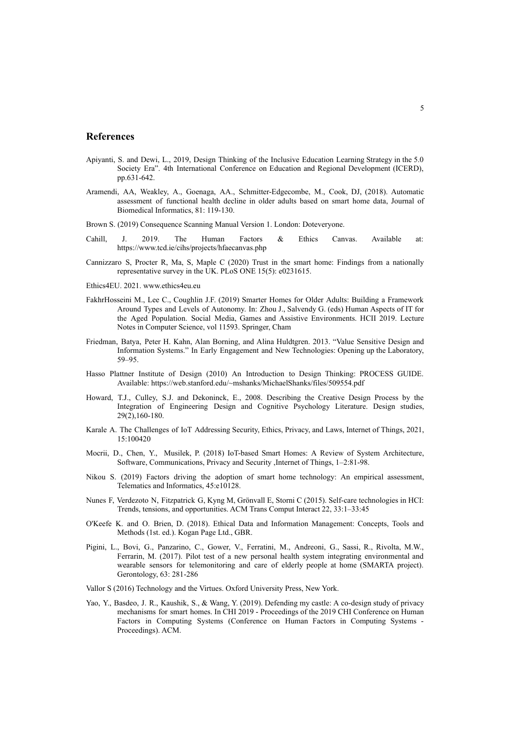# References

Apiyanti, S. and Dewi, L., 2019, Design Thinking of the Inclusive Education Learning Strategy in the 5.0 Society Era". 4th International Conference on Education and Regional Development (ICERD), pp.631-642.

Aramendi, AA, Weakley, A., Goenaga, AA., Schmitter-Edgecombe, M., Cook, DJ, (2018). Automatic assessment of functional health decline in older adults based on smart home data, Journal of Biomedical Informatics, 81: 119-130.

Brown S. (2019) Consequence Scanning Manual Version 1. London: Doteveryone.

Cahill, J. 2019. The Human Factors & Ethics Canvas. Available at: https://www.tcd.ie/cihs/projects/hfaecanvas.php

Cannizzaro S, Procter R, Ma, S, Maple C (2020) Trust in the smart home: Findings from a nationally representative survey in the UK. PLoS ONE 15(5): e0231615.

Ethics4EU. 2021. www.ethics4eu.eu

FakhrHosseini M., Lee C., Coughlin J.F. (2019) Smarter Homes for Older Adults: Building a Framework Around Types and Levels of Autonomy. In: Zhou J., Salvendy G. (eds) Human Aspects of IT for the Aged Population. Social Media, Games and Assistive Environments. HCII 2019. Lecture Notes in Computer Science, vol 11593. Springer, Cham

Friedman, Batya, Peter H. Kahn, Alan Borning, and Alina Huldtgren. 2013. "Value Sensitive Design and Information Systems." In Early Engagement and New Technologies: Opening up the Laboratory, 59–95.

Hasso Plattner Institute of Design (2010) An Introduction to Design Thinking: PROCESS GUIDE. Available: https://web.stanford.edu/~mshanks/MichaelShanks/files/509554.pdf

Howard, T.J., Culley, S.J. and Dekoninck, E., 2008. Describing the Creative Design Process by the Integration of Engineering Design and Cognitive Psychology Literature. Design studies, 29(2),160-180.

Karale A. The Challenges of IoT Addressing Security, Ethics, Privacy, and Laws, Internet of Things, 2021, 15:100420

Mocrii, D., Chen, Y., Musilek, P. (2018) IoT-based Smart Homes: A Review of System Architecture, Software, Communications, Privacy and Security ,Internet of Things, 1–2:81-98.

Nikou S. (2019) Factors driving the adoption of smart home technology: An empirical assessment, Telematics and Informatics, 45:e10128.

Nunes F, Verdezoto N, Fitzpatrick G, Kyng M, Grönvall E, Storni C (2015). Self-care technologies in HCI: Trends, tensions, and opportunities. ACM Trans Comput Interact 22, 33:1–33:45

O'Keefe K. and O. Brien, D. (2018). Ethical Data and Information Management: Concepts, Tools and Methods (1st. ed.). Kogan Page Ltd., GBR.

Pigini, L., Bovi, G., Panzarino, C., Gower, V., Ferratini, M., Andreoni, G., Sassi, R., Rivolta, M.W., Ferrarin, M. (2017). Pilot test of a new personal health system integrating environmental and wearable sensors for telemonitoring and care of elderly people at home (SMARTA project). Gerontology, 63: 281-286

Vallor S (2016) Technology and the Virtues. Oxford University Press, New York.

Yao, Y., Basdeo, J. R., Kaushik, S., & Wang, Y. (2019). Defending my castle: A co-design study of privacy mechanisms for smart homes. In CHI 2019 - Proceedings of the 2019 CHI Conference on Human Factors in Computing Systems (Conference on Human Factors in Computing Systems - Proceedings). ACM.